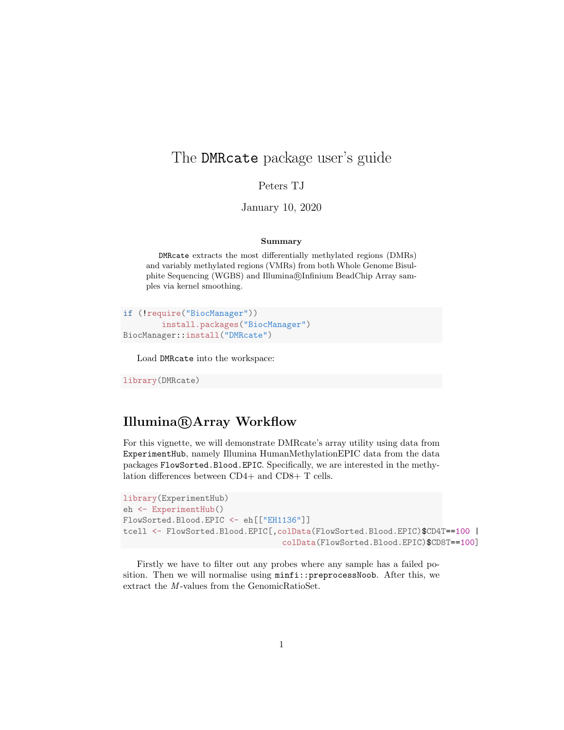# The DMRcate package user's guide

Peters TJ

January 10, 2020

**Summary**

DMRcate extracts the most differentially methylated regions (DMRs) and variably methylated regions (VMRs) from both Whole Genome Bisulphite Sequencing (WGBS) and Illumina®Infinium BeadChip Array samples via kernel smoothing.

```
if (!require("BiocManager"))
	install.packages("BiocManager")
BiocManager::install("DMRcate")
```

Load DMRcate into the workspace:

```
library(DMRcate)
```

## Illumina®Array Workflow

For this vignette, we will demonstrate DMRcate's array utility using data from ExperimentHub, namely Illumina HumanMethylationEPIC data from the data packages FlowSorted.Blood.EPIC. Specifically, we are interested in the methylation differences between CD4+ and CD8+ T cells.

```
library(ExperimentHub)
eh <- ExperimentHub()
FlowSorted.Blood.EPIC <- eh[["EH1136"]]
tcell <- FlowSorted.Blood.EPIC[,colData(FlowSorted.Blood.EPIC)$CD4T==100 |
                                colData(FlowSorted.Blood.EPIC)$CD8T==100]
```

Firstly we have to filter out any probes where any sample has a failed position. Then we will normalise using minfi::preprocessNoob. After this, we extract the *M*-values from the GenomicRatioSet.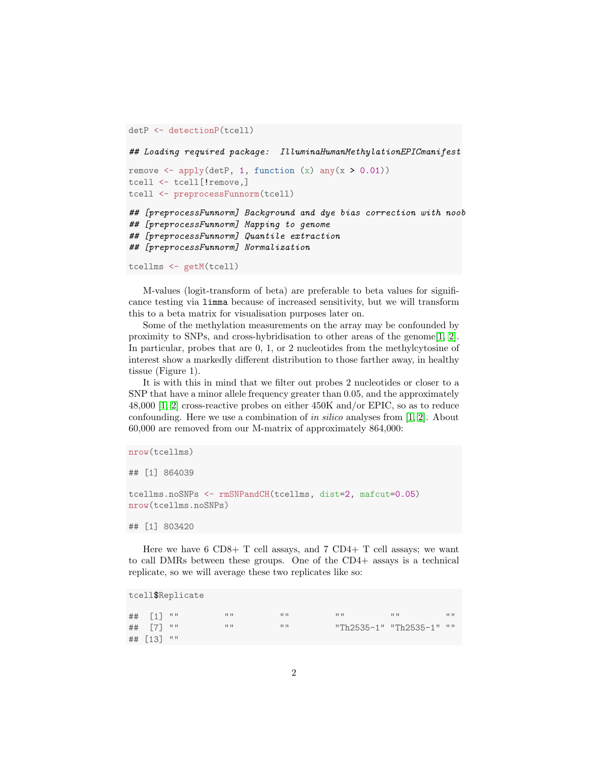```r
detP <- detectionP(tcell)

## Loading required package:  IlluminaHumanMethylationEPICmanifest

remove <- apply(detP, 1, function (x) any(x > 0.01))
tcell <- tcell[!remove,]
tcell <- preprocessFunnorm(tcell)

## [preprocessFunnorm] Background and dye bias correction with noob
## [preprocessFunnorm] Mapping to genome
## [preprocessFunnorm] Quantile extraction
## [preprocessFunnorm] Normalization

tcellms <- getM(tcell)
```

M-values (logit-transform of beta) are preferable to beta values for significance testing via `limma` because of increased sensitivity, but we will transform this to a beta matrix for visualisation purposes later on.

Some of the methylation measurements on the array may be confounded by proximity to SNPs, and cross-hybridisation to other areas of the genome[1, 2]. In particular, probes that are 0, 1, or 2 nucleotides from the methylcytosine of interest show a markedly different distribution to those farther away, in healthy tissue (Figure 1).

It is with this in mind that we filter out probes 2 nucleotides or closer to a SNP that have a minor allele frequency greater than 0.05, and the approximately 48,000 [1, 2] cross-reactive probes on either 450K and/or EPIC, so as to reduce confounding. Here we use a combination of *in silico* analyses from [1, 2]. About 60,000 are removed from our M-matrix of approximately 864,000:

```r
nrow(tcellms)

## [1] 864039

tcellms.noSNPs <- rmSNPandCH(tcellms, dist=2, mafcut=0.05)
nrow(tcellms.noSNPs)

## [1] 803420
```

Here we have 6 CD8+ T cell assays, and 7 CD4+ T cell assays; we want to call DMRs between these groups. One of the CD4+ assays is a technical replicate, so we will average these two replicates like so:

```r
tcell$Replicate

##  [1] ""          ""          ""          ""          ""          ""
##  [7] ""          ""          ""          "Th2535-1" "Th2535-1" ""
## [13] ""
```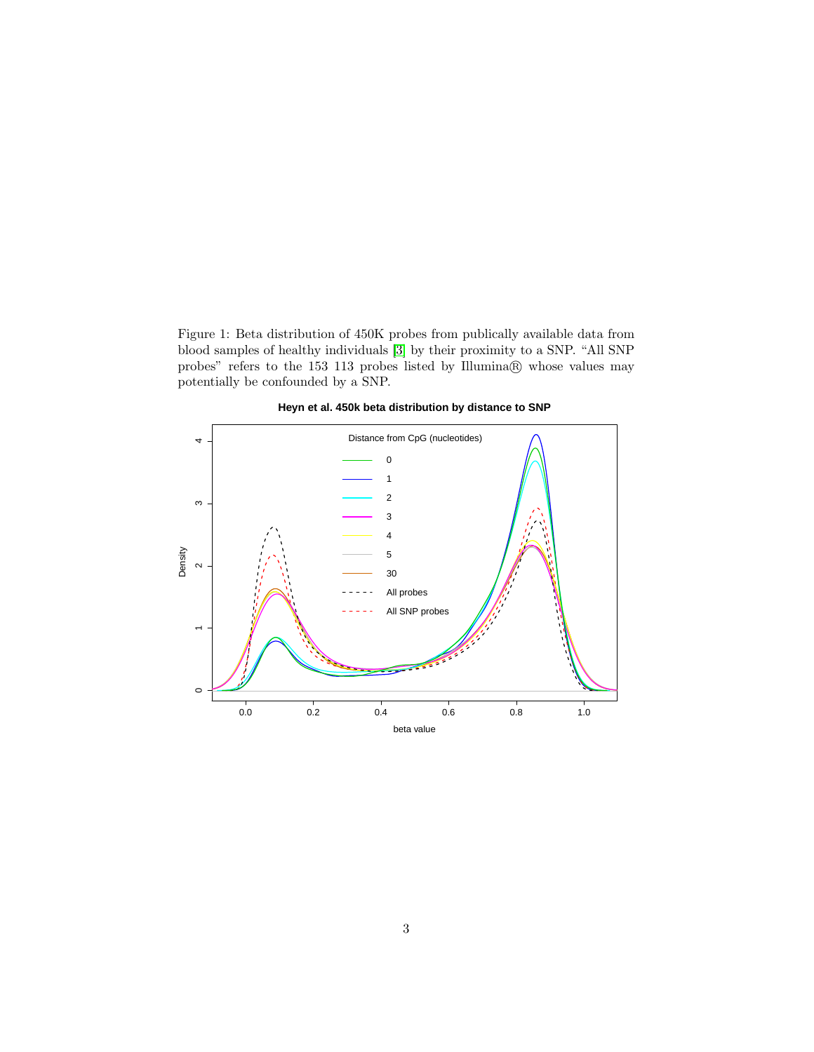Figure 1: Beta distribution of 450K probes from publically available data from blood samples of healthy individuals [3] by their proximity to a SNP. "All SNP probes" refers to the 153 113 probes listed by Illumina® whose values may potentially be confounded by a SNP.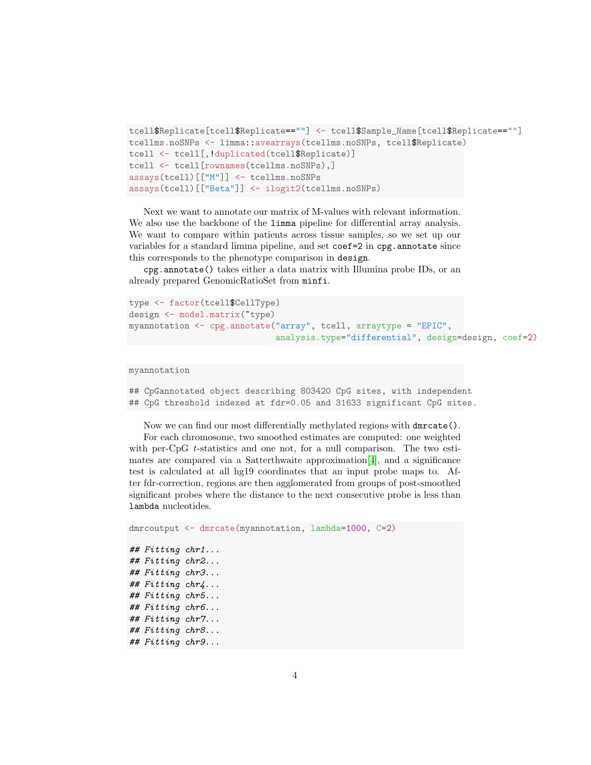```
tcell$Replicate[tcell$Replicate==""] <- tcell$Sample_Name[tcell$Replicate==""]
tcellms.noSNPs <- limma::avearrays(tcellms.noSNPs, tcell$Replicate)
tcell <- tcell[,!duplicated(tcell$Replicate)]
tcell <- tcell[rownames(tcellms.noSNPs),]
assays(tcell)[["M"]] <- tcellms.noSNPs
assays(tcell)[["Beta"]] <- ilogit2(tcellms.noSNPs)
```

Next we want to annotate our matrix of M-values with relevant information. We also use the backbone of the `limma` pipeline for differential array analysis. We want to compare within patients across tissue samples, so we set up our variables for a standard limma pipeline, and set `coef=2` in `cpg.annotate` since this corresponds to the phenotype comparison in `design`.

`cpg.annotate()` takes either a data matrix with Illumina probe IDs, or an already prepared GenomicRatioSet from `minfi`.

```
type <- factor(tcell$CellType)
design <- model.matrix(~type)
myannotation <- cpg.annotate("array", tcell, arraytype = "EPIC",
                             analysis.type="differential", design=design, coef=2)
```

```
myannotation

## CpGannotated object describing 803420 CpG sites, with independent
## CpG threshold indexed at fdr=0.05 and 31633 significant CpG sites.
```

Now we can find our most differentially methylated regions with `dmrcate()`.

For each chromosome, two smoothed estimates are computed: one weighted with per-CpG $t$-statistics and one not, for a null comparison. The two estimates are compared via a Satterthwaite approximation[4], and a significance test is calculated at all hg19 coordinates that an input probe maps to. After fdr-correction, regions are then agglomerated from groups of post-smoothed significant probes where the distance to the next consecutive probe is less than `lambda` nucleotides.

```
dmrcoutput <- dmrcate(myannotation, lambda=1000, C=2)

## Fitting chr1...
## Fitting chr2...
## Fitting chr3...
## Fitting chr4...
## Fitting chr5...
## Fitting chr6...
## Fitting chr7...
## Fitting chr8...
## Fitting chr9...
```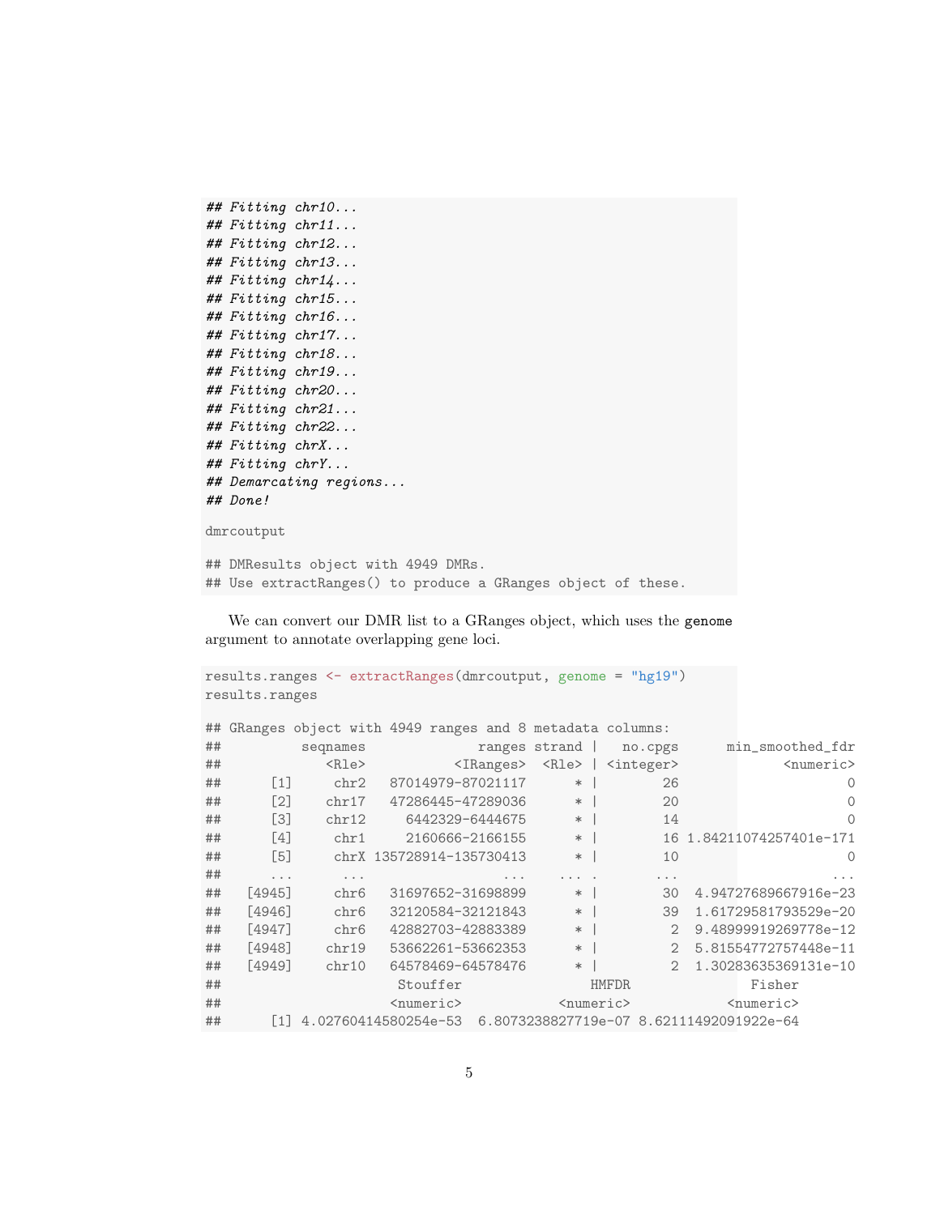```
## Fitting chr10...
## Fitting chr11...
## Fitting chr12...
## Fitting chr13...
## Fitting chr14...
## Fitting chr15...
## Fitting chr16...
## Fitting chr17...
## Fitting chr18...
## Fitting chr19...
## Fitting chr20...
## Fitting chr21...
## Fitting chr22...
## Fitting chrX...
## Fitting chrY...
## Demarcating regions...
## Done!

dmrcoutput

## DMResults object with 4949 DMRs.
## Use extractRanges() to produce a GRanges object of these.
```

We can convert our DMR list to a GRanges object, which uses the `genome` argument to annotate overlapping gene loci.

```
results.ranges <- extractRanges(dmrcoutput, genome = "hg19")
results.ranges

## GRanges object with 4949 ranges and 8 metadata columns:
##          seqnames              ranges strand |   no.cpgs      min_smoothed_fdr
##             <Rle>           <IRanges>  <Rle> | <integer>             <numeric>
##      [1]     chr2   87014979-87021117      * |        26                     0
##      [2]    chr17   47286445-47289036      * |        20                     0
##      [3]    chr12     6442329-6444675      * |        14                     0
##      [4]     chr1     2160666-2166155      * |        16 1.84211074257401e-171
##      [5]     chrX 135728914-135730413      * |        10                     0
##      ...      ...                 ...    ... .       ...                   ...
##   [4945]     chr6   31697652-31698899      * |        30  4.94727689667916e-23
##   [4946]     chr6   32120584-32121843      * |        39  1.61729581793529e-20
##   [4947]     chr6   42882703-42883389      * |         2  9.48999919269778e-12
##   [4948]    chr19   53662261-53662353      * |         2  5.81554772757448e-11
##   [4949]    chr10   64578469-64578476      * |         2  1.30283635369131e-10
##                        Stouffer                HMFDR                Fisher
##                       <numeric>            <numeric>             <numeric>
##      [1] 4.02760414580254e-53  6.8073238827719e-07 8.62111492091922e-64
```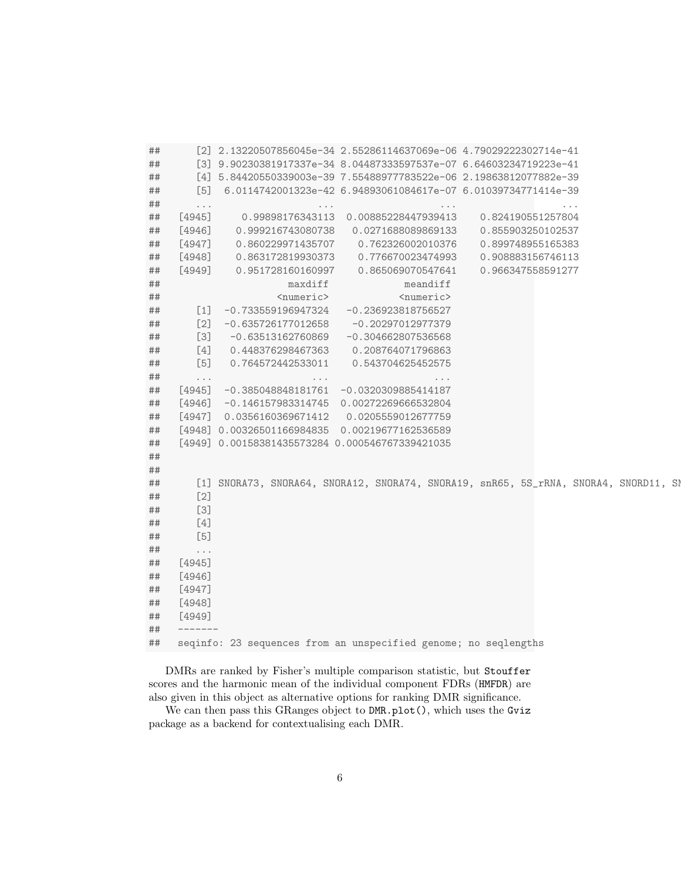```
##       [2] 2.13220507856045e-34 2.55286114637069e-06 4.79029222302714e-41
##       [3] 9.90230381917337e-34 8.04487333597537e-07 6.64603234719223e-41
##       [4] 5.84420550339003e-39 7.55488977783522e-06 2.19863812077882e-39
##       [5]  6.0114742001323e-42 6.94893061084617e-07 6.01039734771414e-39
##       ...                  ...                  ...                  ...
##    [4945]     0.99898176343113  0.00885228447939413    0.824190551257804
##    [4946]    0.999216743080738   0.0271688089869133    0.855903250102537
##    [4947]    0.860229971435707    0.762326002010376    0.899748955165383
##    [4948]    0.863172819930373    0.776670023474993    0.908883156746113
##    [4949]    0.951728160160997    0.865069070547641    0.966347558591277
##                        maxdiff             meandiff
##                      <numeric>            <numeric>
##       [1]  -0.733559196947324   -0.236923818756527
##       [2]  -0.635726177012658    -0.20297012977379
##       [3]   -0.63513162760869   -0.304662807536568
##       [4]   0.448376298467363    0.208764071796863
##       [5]   0.764572442533011    0.543704625452575
##       ...                 ...                  ...
##    [4945]  -0.385048848181761  -0.0320309885414187
##    [4946]  -0.146157983314745  0.00272269666532804
##    [4947]  0.0356160369671412   0.0205559012677759
##    [4948] 0.00326501166984835  0.00219677162536589
##    [4949] 0.00158381435573284 0.000546767339421035
##
##
##       [1] SNORA73, SNORA64, SNORA12, SNORA74, SNORA19, snR65, 5S_rRNA, SNORA4, SNORD11, SN
##       [2]
##       [3]
##       [4]
##       [5]
##       ...
##    [4945]
##    [4946]
##    [4947]
##    [4948]
##    [4949]
##    -------
##    seqinfo: 23 sequences from an unspecified genome; no seqlengths
```

DMRs are ranked by Fisher's multiple comparison statistic, but Stouffer scores and the harmonic mean of the individual component FDRs (HMFDR) are also given in this object as alternative options for ranking DMR significance.

We can then pass this GRanges object to DMR.plot(), which uses the Gviz package as a backend for contextualising each DMR.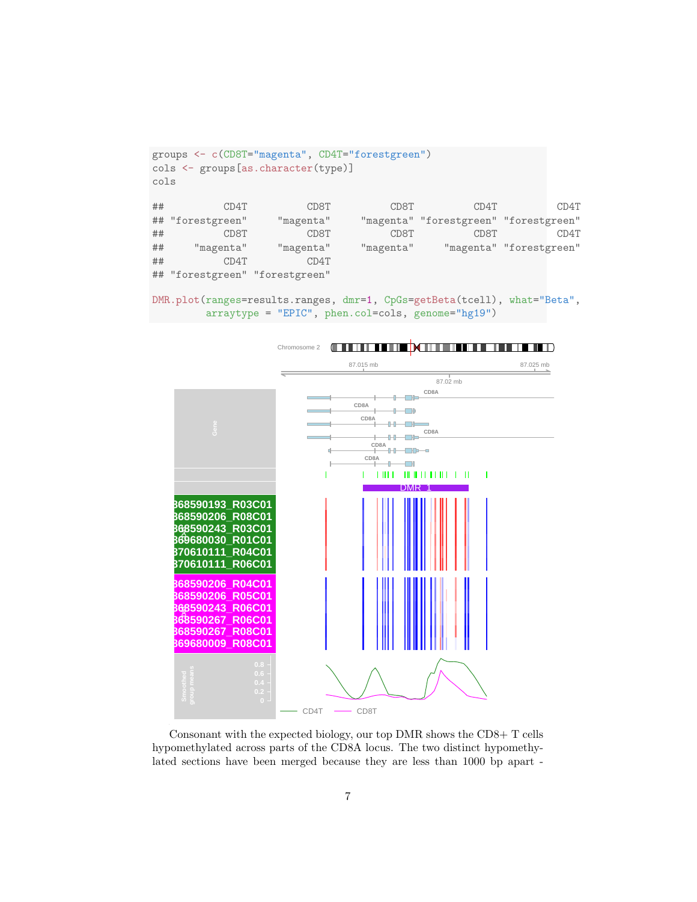```
groups <- c(CD8T="magenta", CD4T="forestgreen")
cols <- groups[as.character(type)]
cols

##          CD4T          CD8T          CD8T          CD4T          CD4T
## "forestgreen"     "magenta"     "magenta" "forestgreen" "forestgreen"
##          CD8T          CD8T          CD8T          CD8T          CD4T
##     "magenta"     "magenta"     "magenta"     "magenta" "forestgreen"
##          CD4T          CD4T
## "forestgreen" "forestgreen"

DMR.plot(ranges=results.ranges, dmr=1, CpGs=getBeta(tcell), what="Beta",
         arraytype = "EPIC", phen.col=cols, genome="hg19")
```

Consonant with the expected biology, our top DMR shows the CD8+ T cells hypomethylated across parts of the CD8A locus. The two distinct hypomethylated sections have been merged because they are less than 1000 bp apart -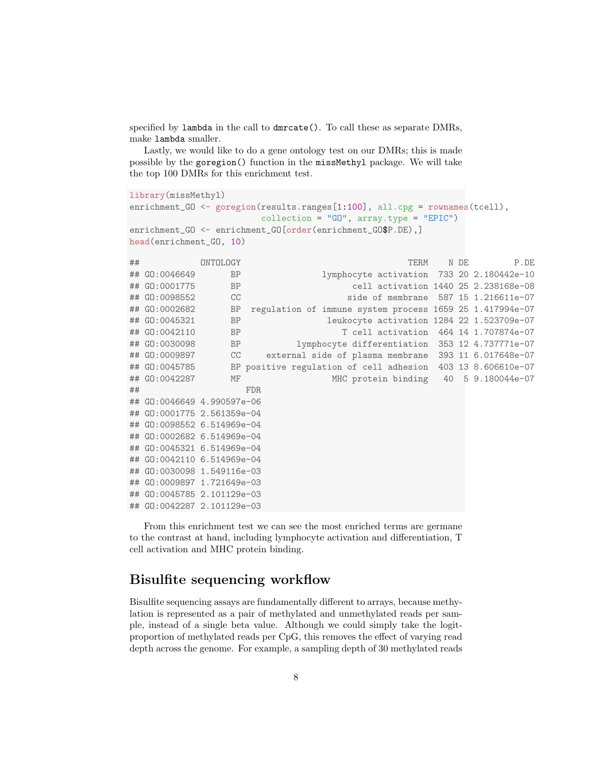specified by `lambda` in the call to `dmrcate()`. To call these as separate DMRs, make `lambda` smaller.

Lastly, we would like to do a gene ontology test on our DMRs; this is made possible by the `goregion()` function in the `missMethyl` package. We will take the top 100 DMRs for this enrichment test.

```
library(missMethyl)
enrichment_GO <- goregion(results.ranges[1:100], all.cpg = rownames(tcell),
                          collection = "GO", array.type = "EPIC")
enrichment_GO <- enrichment_GO[order(enrichment_GO$P.DE),]
head(enrichment_GO, 10)
```

```
##            ONTOLOGY                                 TERM    N DE         P.DE
## GO:0046649       BP                 lymphocyte activation  733 20 2.180442e-10
## GO:0001775       BP                       cell activation 1440 25 2.238168e-08
## GO:0098552       CC                      side of membrane  587 15 1.216611e-07
## GO:0002682       BP  regulation of immune system process 1659 25 1.417994e-07
## GO:0045321       BP                   leukocyte activation 1284 22 1.523709e-07
## GO:0042110       BP                      T cell activation  464 14 1.707874e-07
## GO:0030098       BP            lymphocyte differentiation  353 12 4.737771e-07
## GO:0009897       CC      external side of plasma membrane  393 11 6.017648e-07
## GO:0045785       BP positive regulation of cell adhesion  403 13 8.606610e-07
## GO:0042287       MF                   MHC protein binding   40  5 9.180044e-07
##                     FDR
## GO:0046649 4.990597e-06
## GO:0001775 2.561359e-04
## GO:0098552 6.514969e-04
## GO:0002682 6.514969e-04
## GO:0045321 6.514969e-04
## GO:0042110 6.514969e-04
## GO:0030098 1.549116e-03
## GO:0009897 1.721649e-03
## GO:0045785 2.101129e-03
## GO:0042287 2.101129e-03
```

From this enrichment test we can see the most enriched terms are germane to the contrast at hand, including lymphocyte activation and differentiation, T cell activation and MHC protein binding.

## Bisulfite sequencing workflow

Bisulfite sequencing assays are fundamentally different to arrays, because methylation is represented as a pair of methylated and unmethylated reads per sample, instead of a single beta value. Although we could simply take the logit-proportion of methylated reads per CpG, this removes the effect of varying read depth across the genome. For example, a sampling depth of 30 methylated reads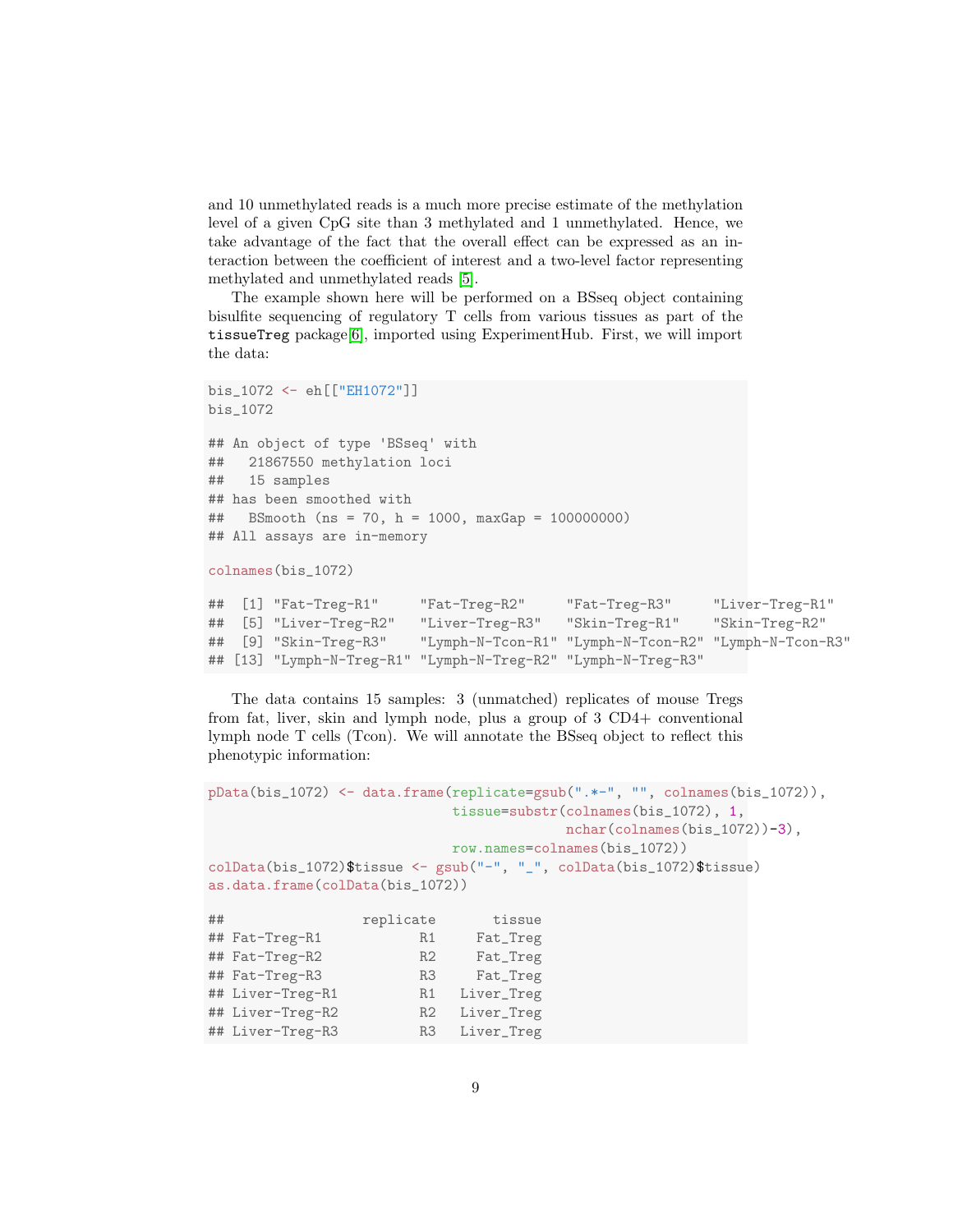and 10 unmethylated reads is a much more precise estimate of the methylation level of a given CpG site than 3 methylated and 1 unmethylated. Hence, we take advantage of the fact that the overall effect can be expressed as an interaction between the coefficient of interest and a two-level factor representing methylated and unmethylated reads [5].

The example shown here will be performed on a BSseq object containing bisulfite sequencing of regulatory T cells from various tissues as part of the `tissueTreg` package[6], imported using ExperimentHub. First, we will import the data:

```
bis_1072 <- eh[["EH1072"]]
bis_1072

## An object of type 'BSseq' with
##   21867550 methylation loci
##   15 samples
## has been smoothed with
##   BSmooth (ns = 70, h = 1000, maxGap = 100000000)
## All assays are in-memory

colnames(bis_1072)

##  [1] "Fat-Treg-R1"     "Fat-Treg-R2"     "Fat-Treg-R3"     "Liver-Treg-R1"
##  [5] "Liver-Treg-R2"   "Liver-Treg-R3"   "Skin-Treg-R1"    "Skin-Treg-R2"
##  [9] "Skin-Treg-R3"    "Lymph-N-Tcon-R1" "Lymph-N-Tcon-R2" "Lymph-N-Tcon-R3"
## [13] "Lymph-N-Treg-R1" "Lymph-N-Treg-R2" "Lymph-N-Treg-R3"
```

The data contains 15 samples: 3 (unmatched) replicates of mouse Tregs from fat, liver, skin and lymph node, plus a group of 3 CD4+ conventional lymph node T cells (Tcon). We will annotate the BSseq object to reflect this phenotypic information:

```
pData(bis_1072) <- data.frame(replicate=gsub(".*-", "", colnames(bis_1072)),
                              tissue=substr(colnames(bis_1072), 1,
                                            nchar(colnames(bis_1072))-3),
                              row.names=colnames(bis_1072))
colData(bis_1072)$tissue <- gsub("-", "_", colData(bis_1072)$tissue)
as.data.frame(colData(bis_1072))

##                 replicate       tissue
## Fat-Treg-R1            R1     Fat_Treg
## Fat-Treg-R2            R2     Fat_Treg
## Fat-Treg-R3            R3     Fat_Treg
## Liver-Treg-R1          R1   Liver_Treg
## Liver-Treg-R2          R2   Liver_Treg
## Liver-Treg-R3          R3   Liver_Treg
```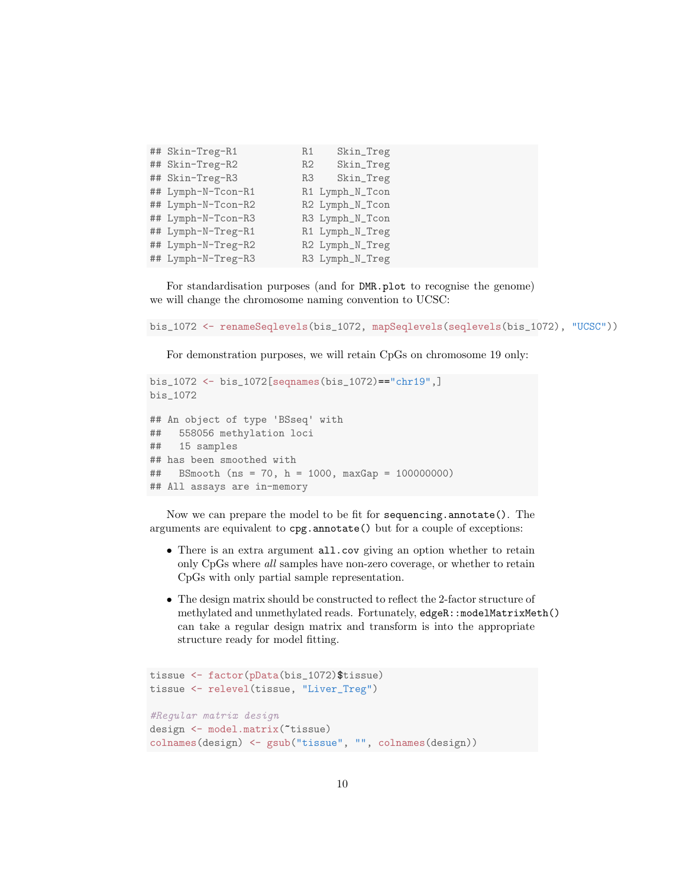```
## Skin-Treg-R1           R1    Skin_Treg
## Skin-Treg-R2           R2    Skin_Treg
## Skin-Treg-R3           R3    Skin_Treg
## Lymph-N-Tcon-R1        R1 Lymph_N_Tcon
## Lymph-N-Tcon-R2        R2 Lymph_N_Tcon
## Lymph-N-Tcon-R3        R3 Lymph_N_Tcon
## Lymph-N-Treg-R1        R1 Lymph_N_Treg
## Lymph-N-Treg-R2        R2 Lymph_N_Treg
## Lymph-N-Treg-R3        R3 Lymph_N_Treg
```

For standardisation purposes (and for `DMR.plot` to recognise the genome) we will change the chromosome naming convention to UCSC:

```
bis_1072 <- renameSeqlevels(bis_1072, mapSeqlevels(seqlevels(bis_1072), "UCSC"))
```

For demonstration purposes, we will retain CpGs on chromosome 19 only:

```
bis_1072 <- bis_1072[seqnames(bis_1072)=="chr19",]
bis_1072

## An object of type 'BSseq' with
##   558056 methylation loci
##   15 samples
## has been smoothed with
##   BSmooth (ns = 70, h = 1000, maxGap = 100000000)
## All assays are in-memory
```

Now we can prepare the model to be fit for `sequencing.annotate()`. The arguments are equivalent to `cpg.annotate()` but for a couple of exceptions:

- There is an extra argument `all.cov` giving an option whether to retain only CpGs where *all* samples have non-zero coverage, or whether to retain CpGs with only partial sample representation.
- The design matrix should be constructed to reflect the 2-factor structure of methylated and unmethylated reads. Fortunately, `edgeR::modelMatrixMeth()` can take a regular design matrix and transform is into the appropriate structure ready for model fitting.

```
tissue <- factor(pData(bis_1072)$tissue)
tissue <- relevel(tissue, "Liver_Treg")

#Regular matrix design
design <- model.matrix(~tissue)
colnames(design) <- gsub("tissue", "", colnames(design))
```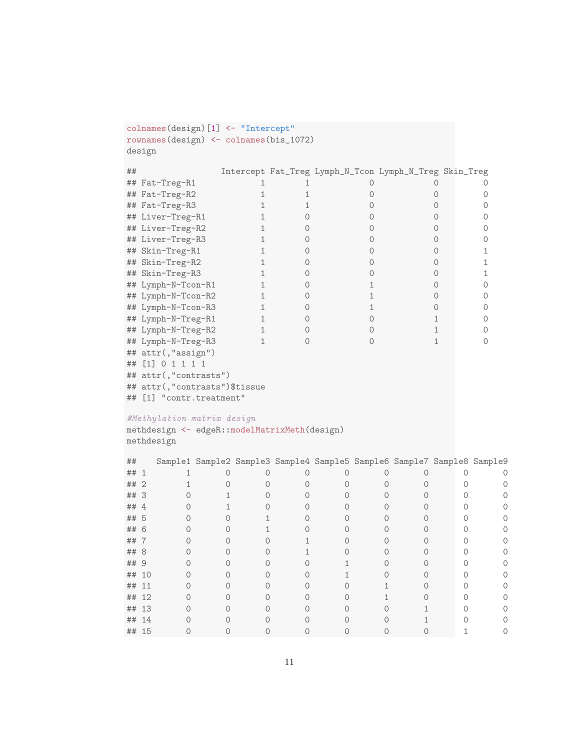```r
colnames(design)[1] <- "Intercept"
rownames(design) <- colnames(bis_1072)
design
```

```
##                  Intercept Fat_Treg Lymph_N_Tcon Lymph_N_Treg Skin_Treg
## Fat-Treg-R1              1        1            0            0         0
## Fat-Treg-R2              1        1            0            0         0
## Fat-Treg-R3              1        1            0            0         0
## Liver-Treg-R1            1        0            0            0         0
## Liver-Treg-R2            1        0            0            0         0
## Liver-Treg-R3            1        0            0            0         0
## Skin-Treg-R1             1        0            0            0         1
## Skin-Treg-R2             1        0            0            0         1
## Skin-Treg-R3             1        0            0            0         1
## Lymph-N-Tcon-R1          1        0            1            0         0
## Lymph-N-Tcon-R2          1        0            1            0         0
## Lymph-N-Tcon-R3          1        0            1            0         0
## Lymph-N-Treg-R1          1        0            0            1         0
## Lymph-N-Treg-R2          1        0            0            1         0
## Lymph-N-Treg-R3          1        0            0            1         0
## attr(,"assign")
## [1] 0 1 1 1 1
## attr(,"contrasts")
## attr(,"contrasts")$tissue
## [1] "contr.treatment"
```

```r
#Methylation matrix design
methdesign <- edgeR::modelMatrixMeth(design)
methdesign
```

```
##    Sample1 Sample2 Sample3 Sample4 Sample5 Sample6 Sample7 Sample8 Sample9
## 1        1       0       0       0       0       0       0       0       0
## 2        1       0       0       0       0       0       0       0       0
## 3        0       1       0       0       0       0       0       0       0
## 4        0       1       0       0       0       0       0       0       0
## 5        0       0       1       0       0       0       0       0       0
## 6        0       0       1       0       0       0       0       0       0
## 7        0       0       0       1       0       0       0       0       0
## 8        0       0       0       1       0       0       0       0       0
## 9        0       0       0       0       1       0       0       0       0
## 10       0       0       0       0       1       0       0       0       0
## 11       0       0       0       0       0       1       0       0       0
## 12       0       0       0       0       0       1       0       0       0
## 13       0       0       0       0       0       0       1       0       0
## 14       0       0       0       0       0       0       1       0       0
## 15       0       0       0       0       0       0       0       1       0
```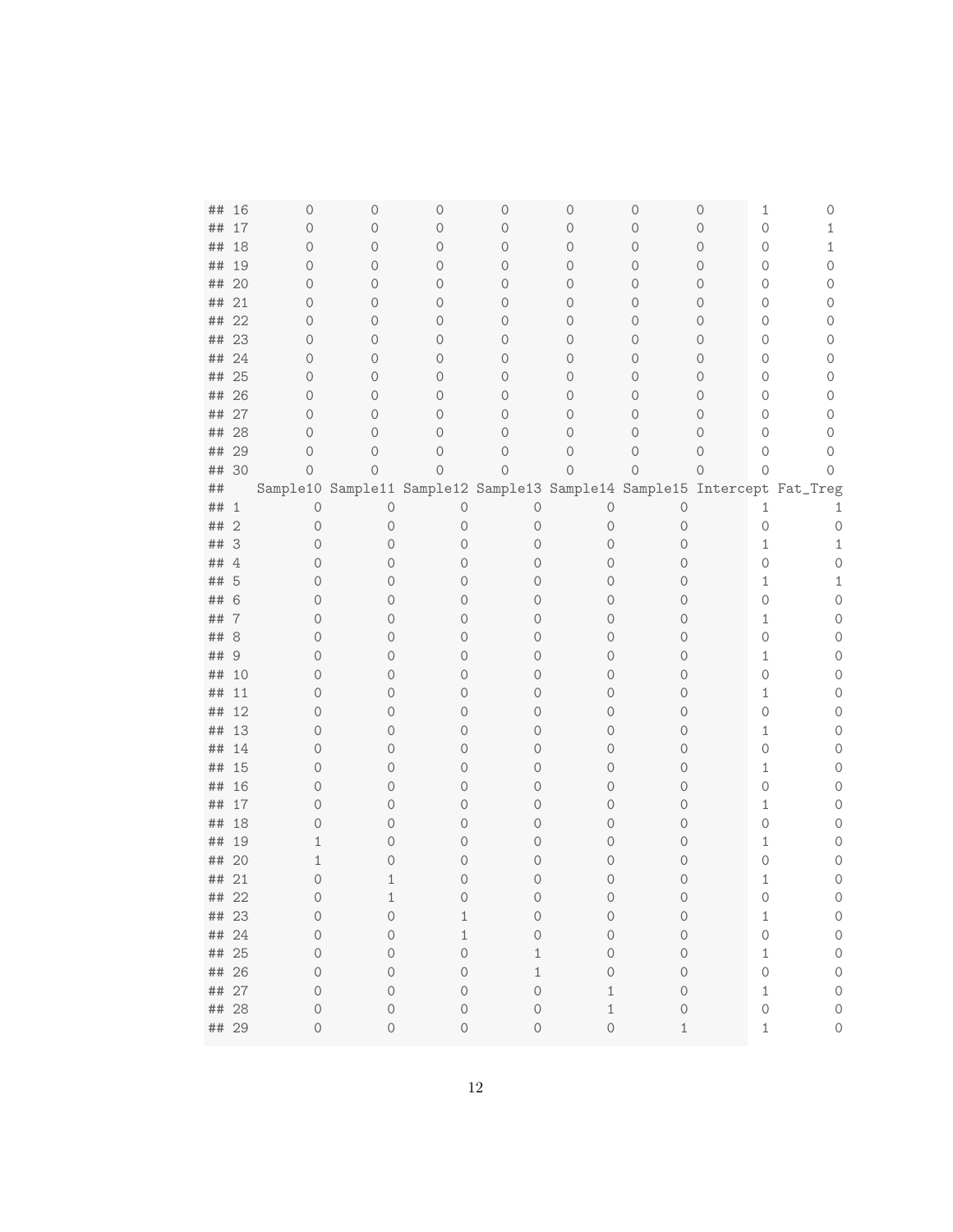```
## 16        0        0        0        0        0        0        0         1        0
## 17        0        0        0        0        0        0        0         0        1
## 18        0        0        0        0        0        0        0         0        1
## 19        0        0        0        0        0        0        0         0        0
## 20        0        0        0        0        0        0        0         0        0
## 21        0        0        0        0        0        0        0         0        0
## 22        0        0        0        0        0        0        0         0        0
## 23        0        0        0        0        0        0        0         0        0
## 24        0        0        0        0        0        0        0         0        0
## 25        0        0        0        0        0        0        0         0        0
## 26        0        0        0        0        0        0        0         0        0
## 27        0        0        0        0        0        0        0         0        0
## 28        0        0        0        0        0        0        0         0        0
## 29        0        0        0        0        0        0        0         0        0
## 30        0        0        0        0        0        0        0         0        0
##    Sample10 Sample11 Sample12 Sample13 Sample14 Sample15 Intercept Fat_Treg
## 1         0        0        0        0        0        0         1        1
## 2         0        0        0        0        0        0         0        0
## 3         0        0        0        0        0        0         1        1
## 4         0        0        0        0        0        0         0        0
## 5         0        0        0        0        0        0         1        1
## 6         0        0        0        0        0        0         0        0
## 7         0        0        0        0        0        0         1        0
## 8         0        0        0        0        0        0         0        0
## 9         0        0        0        0        0        0         1        0
## 10        0        0        0        0        0        0         0        0
## 11        0        0        0        0        0        0         1        0
## 12        0        0        0        0        0        0         0        0
## 13        0        0        0        0        0        0         1        0
## 14        0        0        0        0        0        0         0        0
## 15        0        0        0        0        0        0         1        0
## 16        0        0        0        0        0        0         0        0
## 17        0        0        0        0        0        0         1        0
## 18        0        0        0        0        0        0         0        0
## 19        1        0        0        0        0        0         1        0
## 20        1        0        0        0        0        0         0        0
## 21        0        1        0        0        0        0         1        0
## 22        0        1        0        0        0        0         0        0
## 23        0        0        1        0        0        0         1        0
## 24        0        0        1        0        0        0         0        0
## 25        0        0        0        1        0        0         1        0
## 26        0        0        0        1        0        0         0        0
## 27        0        0        0        0        1        0         1        0
## 28        0        0        0        0        1        0         0        0
## 29        0        0        0        0        0        1         1        0
```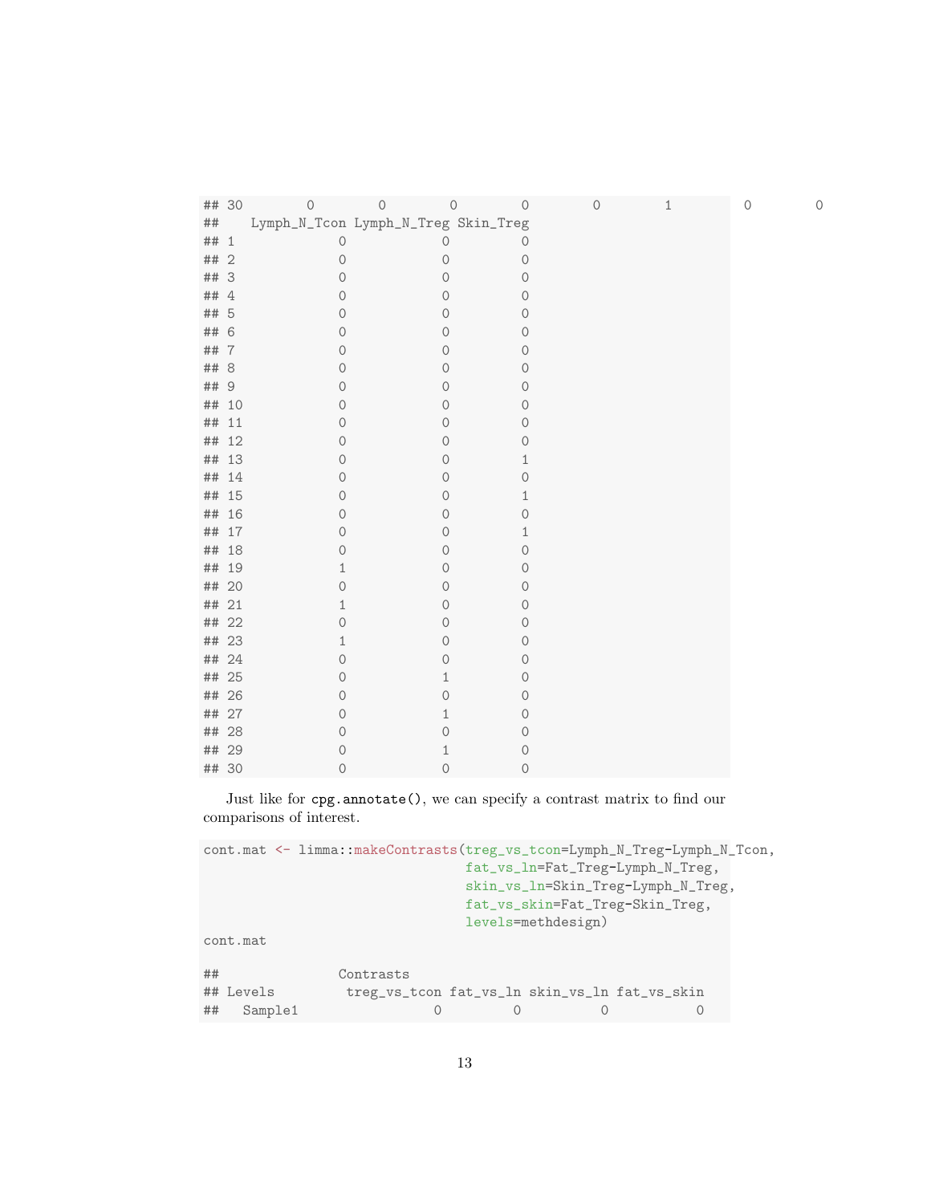```
## 30        0        0        0        0        0        1        0        0
##    Lymph_N_Tcon Lymph_N_Treg Skin_Treg
## 1             0            0         0
## 2             0            0         0
## 3             0            0         0
## 4             0            0         0
## 5             0            0         0
## 6             0            0         0
## 7             0            0         0
## 8             0            0         0
## 9             0            0         0
## 10            0            0         0
## 11            0            0         0
## 12            0            0         0
## 13            0            0         1
## 14            0            0         0
## 15            0            0         1
## 16            0            0         0
## 17            0            0         1
## 18            0            0         0
## 19            1            0         0
## 20            0            0         0
## 21            1            0         0
## 22            0            0         0
## 23            1            0         0
## 24            0            0         0
## 25            0            1         0
## 26            0            0         0
## 27            0            1         0
## 28            0            0         0
## 29            0            1         0
## 30            0            0         0
```

Just like for `cpg.annotate()`, we can specify a contrast matrix to find our comparisons of interest.

```
cont.mat <- limma::makeContrasts(treg_vs_tcon=Lymph_N_Treg-Lymph_N_Tcon,
                                 fat_vs_ln=Fat_Treg-Lymph_N_Treg,
                                 skin_vs_ln=Skin_Treg-Lymph_N_Treg,
                                 fat_vs_skin=Fat_Treg-Skin_Treg,
                                 levels=methdesign)
cont.mat

##               Contrasts
## Levels          treg_vs_tcon fat_vs_ln skin_vs_ln fat_vs_skin
##   Sample1                  0         0          0           0
```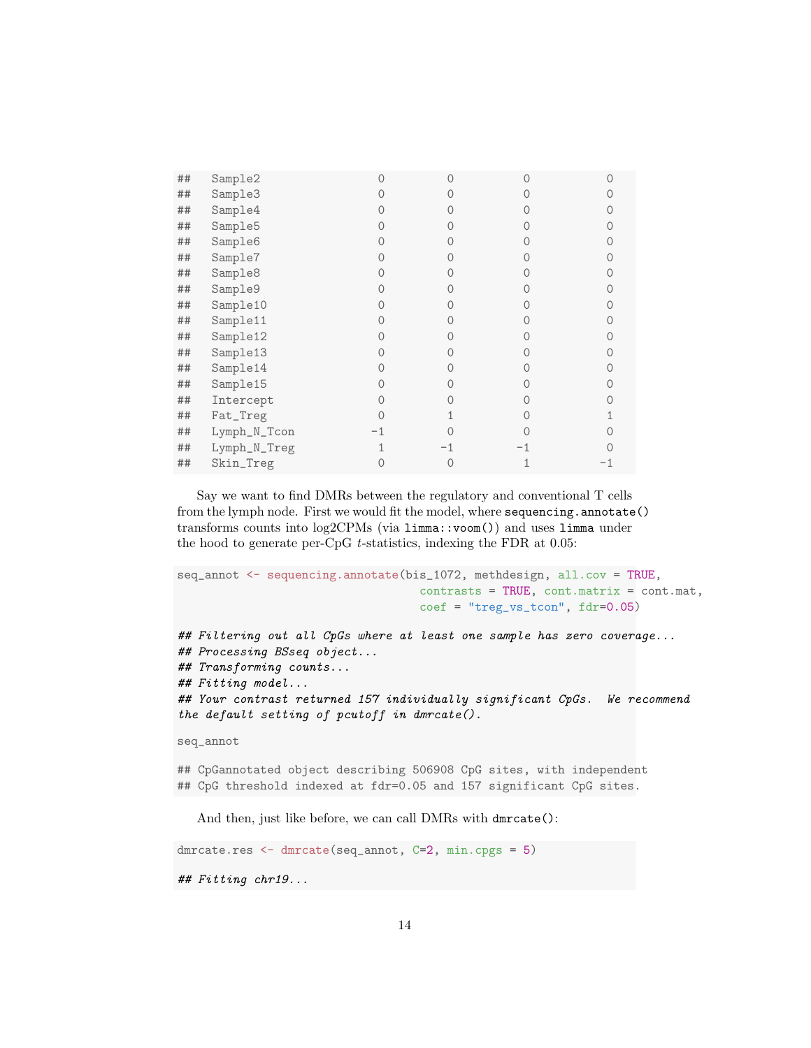```
##   Sample2                  0         0          0           0
##   Sample3                  0         0          0           0
##   Sample4                  0         0          0           0
##   Sample5                  0         0          0           0
##   Sample6                  0         0          0           0
##   Sample7                  0         0          0           0
##   Sample8                  0         0          0           0
##   Sample9                  0         0          0           0
##   Sample10                 0         0          0           0
##   Sample11                 0         0          0           0
##   Sample12                 0         0          0           0
##   Sample13                 0         0          0           0
##   Sample14                 0         0          0           0
##   Sample15                 0         0          0           0
##   Intercept                0         0          0           0
##   Fat_Treg                 0         1          0           1
##   Lymph_N_Tcon            -1         0          0           0
##   Lymph_N_Treg             1        -1         -1           0
##   Skin_Treg                0         0          1          -1
```

Say we want to find DMRs between the regulatory and conventional T cells from the lymph node. First we would fit the model, where `sequencing.annotate()` transforms counts into log2CPMs (via `limma::voom()`) and uses `limma` under the hood to generate per-CpG $t$-statistics, indexing the FDR at 0.05:

```
seq_annot <- sequencing.annotate(bis_1072, methdesign, all.cov = TRUE,
                                 contrasts = TRUE, cont.matrix = cont.mat,
                                 coef = "treg_vs_tcon", fdr=0.05)

## Filtering out all CpGs where at least one sample has zero coverage...
## Processing BSseq object...
## Transforming counts...
## Fitting model...
## Your contrast returned 157 individually significant CpGs.  We recommend
the default setting of pcutoff in dmrcate().

seq_annot

## CpGannotated object describing 506908 CpG sites, with independent
## CpG threshold indexed at fdr=0.05 and 157 significant CpG sites.
```

And then, just like before, we can call DMRs with `dmrcate()`:

```
dmrcate.res <- dmrcate(seq_annot, C=2, min.cpgs = 5)

## Fitting chr19...
```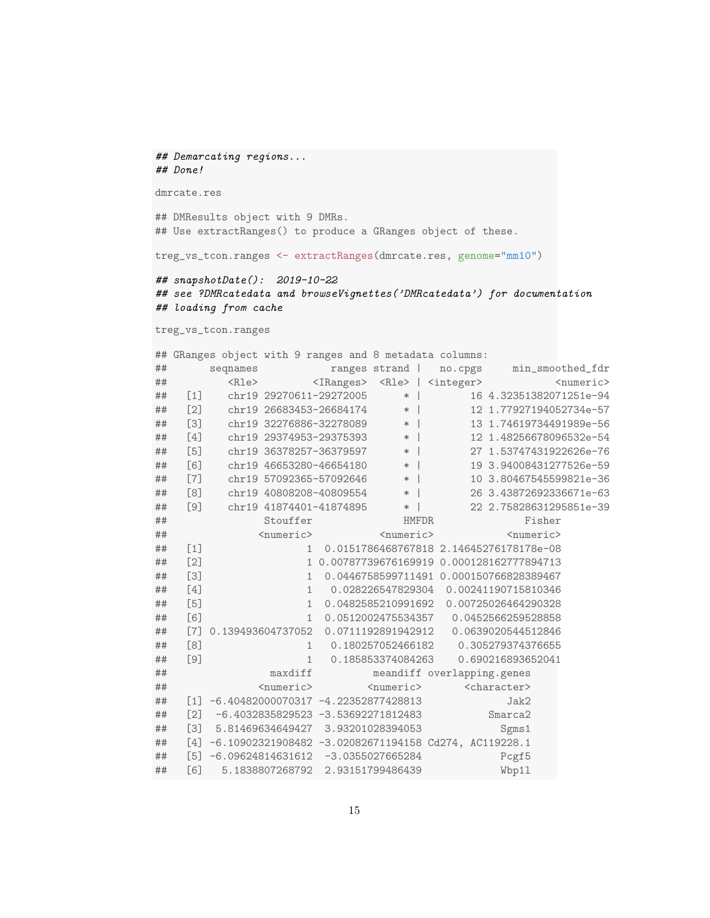```
## Demarcating regions...
## Done!
```

```
dmrcate.res
```

```
## DMResults object with 9 DMRs.
## Use extractRanges() to produce a GRanges object of these.
```

```
treg_vs_tcon.ranges <- extractRanges(dmrcate.res, genome="mm10")
```

```
## snapshotDate(): 2019-10-22
## see ?DMRcatedata and browseVignettes('DMRcatedata') for documentation
## loading from cache
```

```
treg_vs_tcon.ranges
```

```
## GRanges object with 9 ranges and 8 metadata columns:
##       seqnames            ranges strand |   no.cpgs     min_smoothed_fdr
##          <Rle>         <IRanges>  <Rle> | <integer>            <numeric>
##   [1]    chr19 29270611-29272005      * |        16 4.32351382071251e-94
##   [2]    chr19 26683453-26684174      * |        12 1.77927194052734e-57
##   [3]    chr19 32276886-32278089      * |        13 1.74619734491989e-56
##   [4]    chr19 29374953-29375393      * |        12 1.48256678096532e-54
##   [5]    chr19 36378257-36379597      * |        27 1.53747431922626e-76
##   [6]    chr19 46653280-46654180      * |        19 3.94008431277526e-59
##   [7]    chr19 57092365-57092646      * |        10 3.80467545599821e-36
##   [8]    chr19 40808208-40809554      * |        26 3.43872692336671e-63
##   [9]    chr19 41874401-41874895      * |        22 2.75828631295851e-39
##                Stouffer              HMFDR               Fisher
##               <numeric>          <numeric>            <numeric>
##   [1]                 1  0.0151786468767818 2.14645276178178e-08
##   [2]                 1 0.00787739676169919 0.000128162777894713
##   [3]                 1  0.0446758599711491 0.000150766828389467
##   [4]                 1   0.028226547829304  0.00241190715810346
##   [5]                 1  0.0482585210991692  0.00725026464290328
##   [6]                 1  0.0512002475534357   0.0452566259528858
##   [7] 0.139493604737052  0.0711192891942912   0.0639020544512846
##   [8]                 1   0.180257052466182    0.305279374376655
##   [9]                 1   0.185853374084263    0.690216893652041
##                 maxdiff          meandiff overlapping.genes
##               <numeric>         <numeric>       <character>
##   [1] -6.40482000070317 -4.22352877428813              Jak2
##   [2]  -6.4032835829523 -3.53692271812483           Smarca2
##   [3]  5.81469634649427  3.93201028394053             Sgms1
##   [4] -6.10902321908482 -3.02082671194158 Cd274, AC119228.1
##   [5] -6.09624814631612  -3.0355027665284             Pcgf5
##   [6]   5.1838807268792  2.93151799486439             Wbp1l
```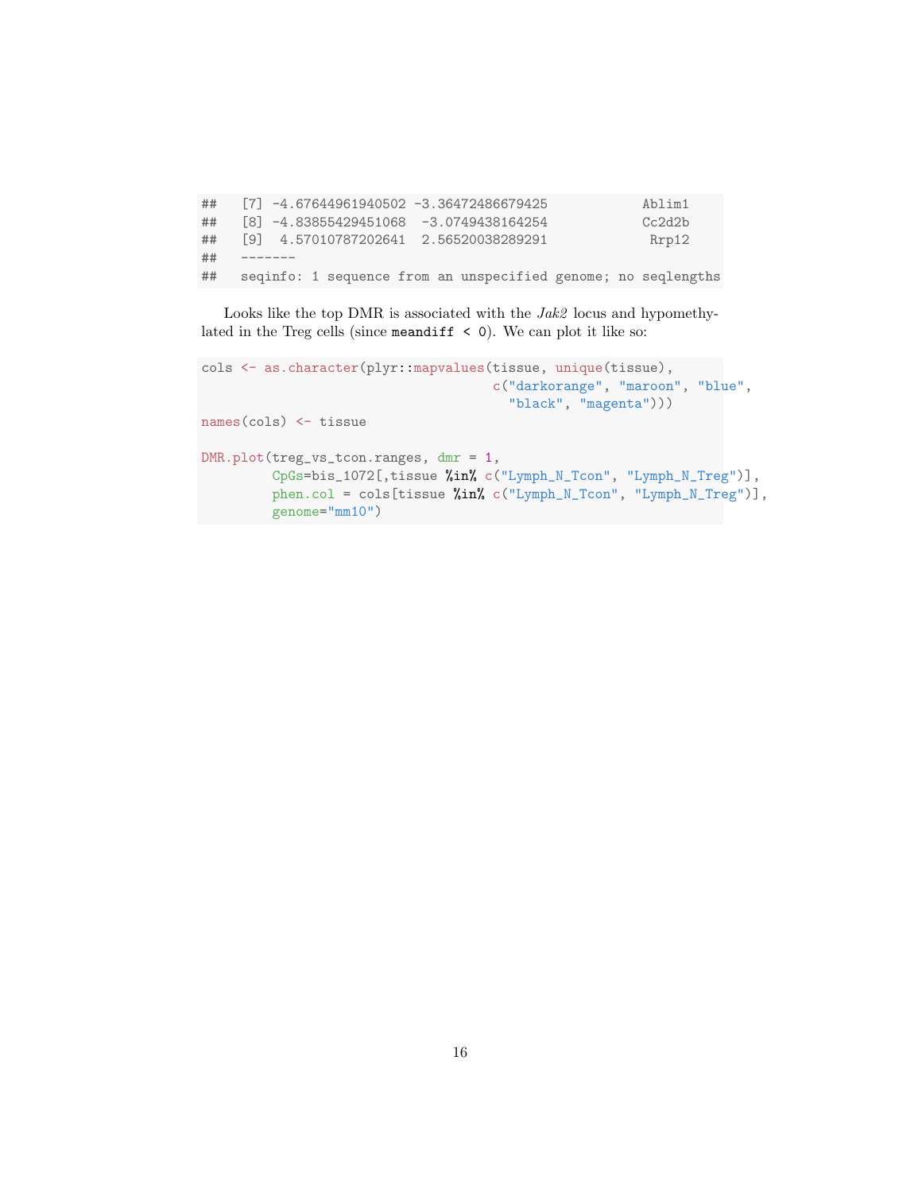```
##   [7] -4.67644961940502 -3.36472486679425            Ablim1
##   [8] -4.83855429451068  -3.0749438164254            Cc2d2b
##   [9]  4.57010787202641  2.56520038289291             Rrp12
##   -------
##   seqinfo: 1 sequence from an unspecified genome; no seqlengths
```

Looks like the top DMR is associated with the *Jak2* locus and hypomethylated in the Treg cells (since `meandiff < 0`). We can plot it like so:

```
cols <- as.character(plyr::mapvalues(tissue, unique(tissue),
                                     c("darkorange", "maroon", "blue",
                                       "black", "magenta")))
names(cols) <- tissue

DMR.plot(treg_vs_tcon.ranges, dmr = 1,
         CpGs=bis_1072[,tissue %in% c("Lymph_N_Tcon", "Lymph_N_Treg")],
         phen.col = cols[tissue %in% c("Lymph_N_Tcon", "Lymph_N_Treg")],
         genome="mm10")
```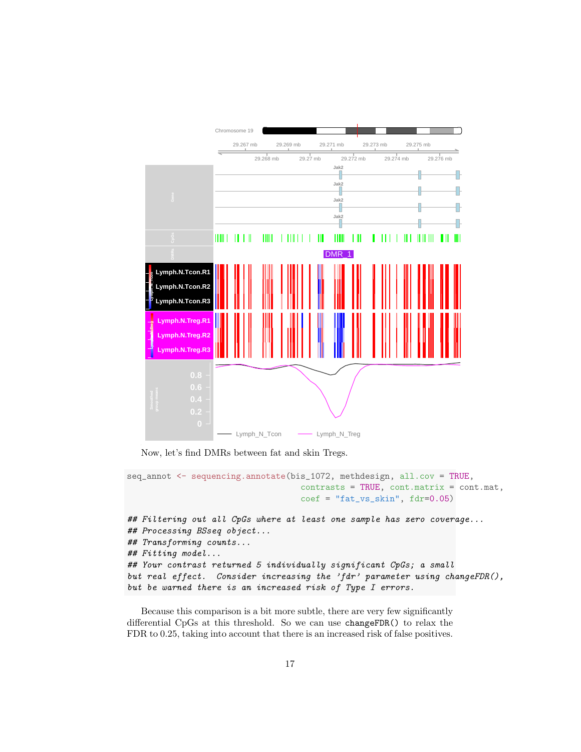Now, let's find DMRs between fat and skin Tregs.

```
seq_annot <- sequencing.annotate(bis_1072, methdesign, all.cov = TRUE,
                                 contrasts = TRUE, cont.matrix = cont.mat,
                                 coef = "fat_vs_skin", fdr=0.05)

## Filtering out all CpGs where at least one sample has zero coverage...
## Processing BSseq object...
## Transforming counts...
## Fitting model...
## Your contrast returned 5 individually significant CpGs; a small
but real effect. Consider increasing the 'fdr' parameter using changeFDR(),
but be warned there is an increased risk of Type I errors.
```

Because this comparison is a bit more subtle, there are very few significantly differential CpGs at this threshold. So we can use `changeFDR()` to relax the FDR to 0.25, taking into account that there is an increased risk of false positives.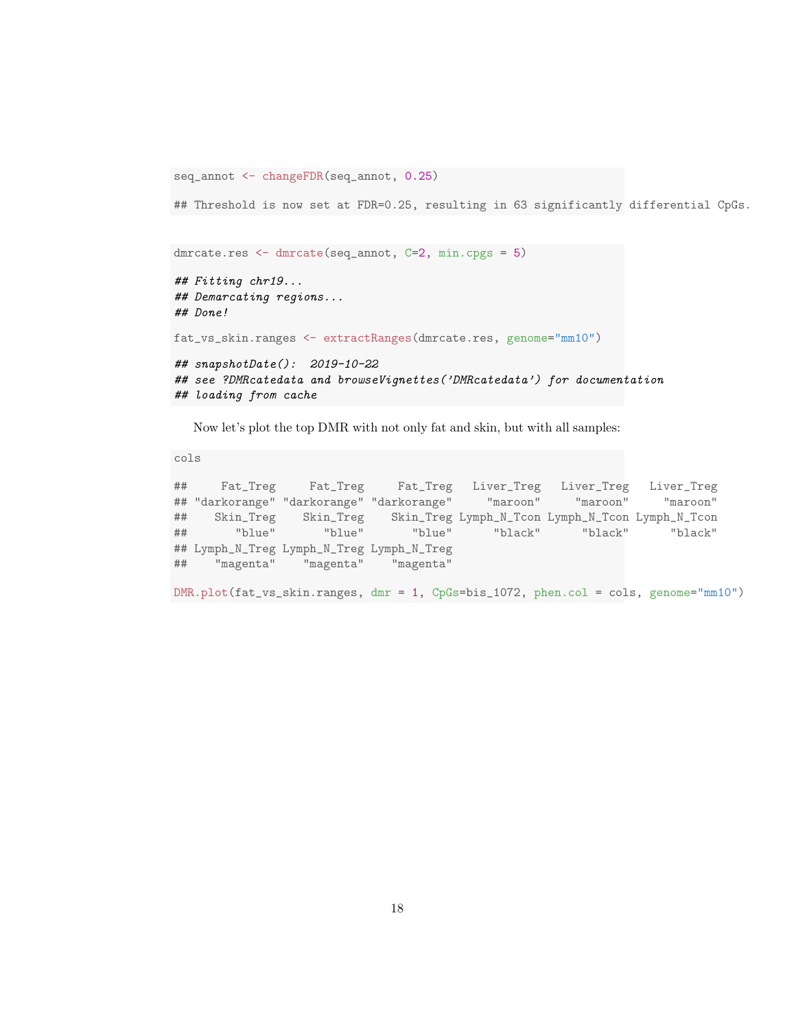```
seq_annot <- changeFDR(seq_annot, 0.25)

## Threshold is now set at FDR=0.25, resulting in 63 significantly differential CpGs.
```

```
dmrcate.res <- dmrcate(seq_annot, C=2, min.cpgs = 5)

## Fitting chr19...
## Demarcating regions...
## Done!

fat_vs_skin.ranges <- extractRanges(dmrcate.res, genome="mm10")

## snapshotDate():  2019-10-22
## see ?DMRcatedata and browseVignettes('DMRcatedata') for documentation
## loading from cache
```

Now let's plot the top DMR with not only fat and skin, but with all samples:

```
cols

##     Fat_Treg     Fat_Treg     Fat_Treg   Liver_Treg   Liver_Treg   Liver_Treg
## "darkorange" "darkorange" "darkorange"     "maroon"     "maroon"     "maroon"
##    Skin_Treg    Skin_Treg    Skin_Treg Lymph_N_Tcon Lymph_N_Tcon Lymph_N_Tcon
##       "blue"       "blue"       "blue"      "black"      "black"      "black"
## Lymph_N_Treg Lymph_N_Treg Lymph_N_Treg
##    "magenta"    "magenta"    "magenta"

DMR.plot(fat_vs_skin.ranges, dmr = 1, CpGs=bis_1072, phen.col = cols, genome="mm10")
```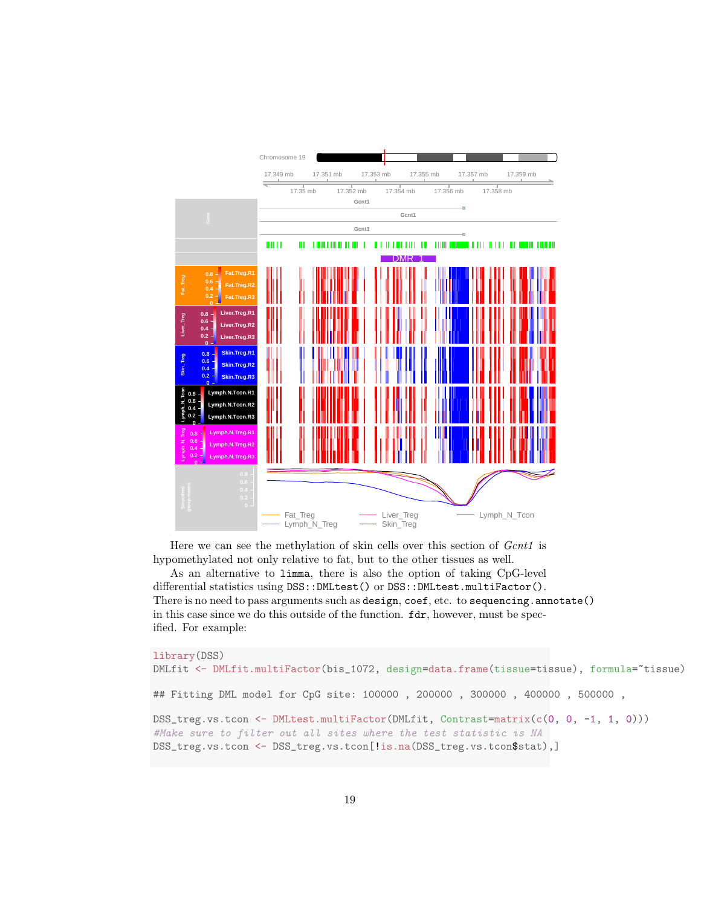Here we can see the methylation of skin cells over this section of *Gcnt1* is hypomethylated not only relative to fat, but to the other tissues as well.

As an alternative to `limma`, there is also the option of taking CpG-level differential statistics using `DSS::DMLtest()` or `DSS::DMLtest.multiFactor()`. There is no need to pass arguments such as `design`, `coef`, etc. to `sequencing.annotate()` in this case since we do this outside of the function. `fdr`, however, must be specified. For example:

```
library(DSS)
DMLfit <- DMLfit.multiFactor(bis_1072, design=data.frame(tissue=tissue), formula=~tissue)

## Fitting DML model for CpG site: 100000 , 200000 , 300000 , 400000 , 500000 ,

DSS_treg.vs.tcon <- DMLtest.multiFactor(DMLfit, Contrast=matrix(c(0, 0, -1, 1, 0)))
#Make sure to filter out all sites where the test statistic is NA
DSS_treg.vs.tcon <- DSS_treg.vs.tcon[!is.na(DSS_treg.vs.tcon$stat),]
```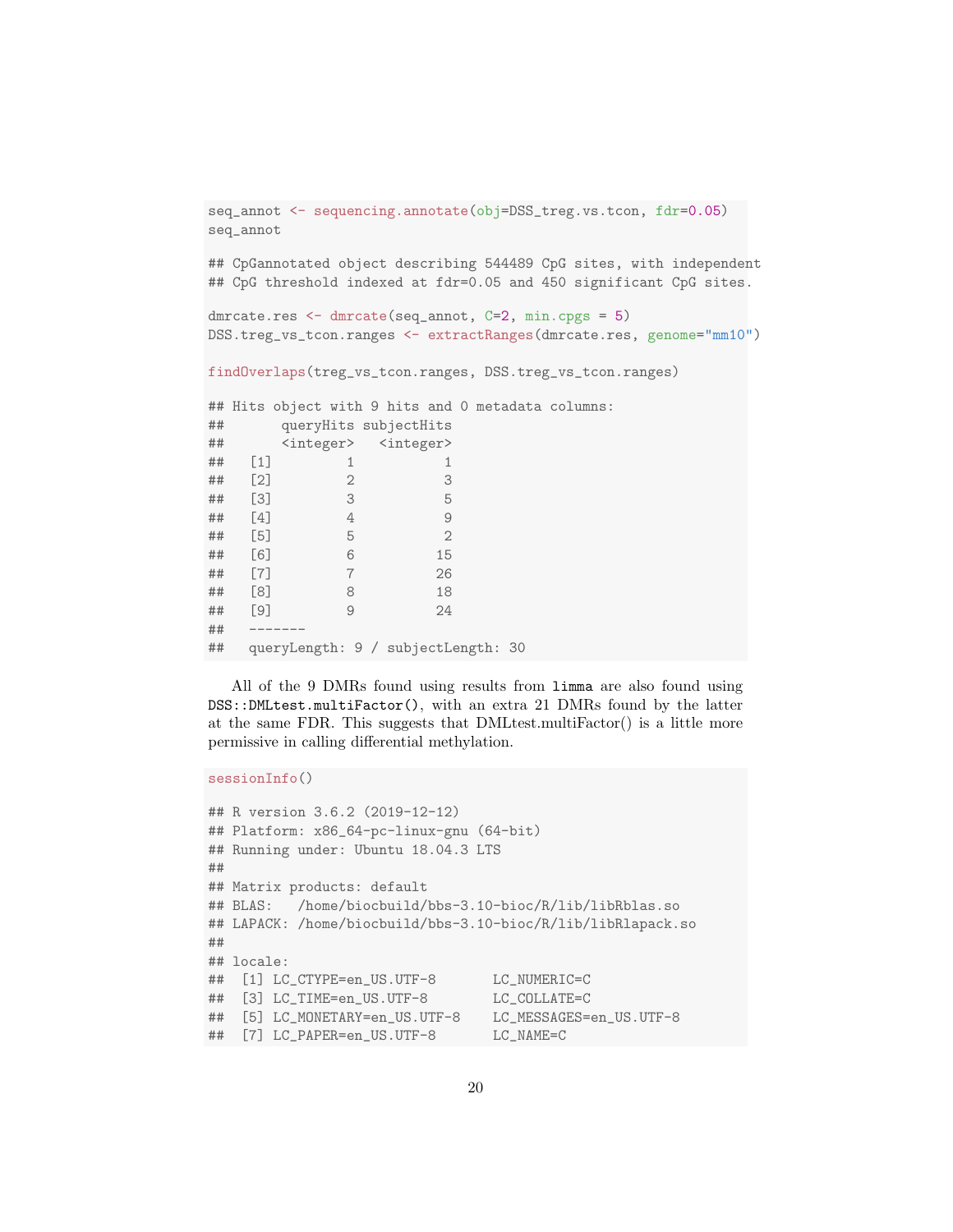```
seq_annot <- sequencing.annotate(obj=DSS_treg.vs.tcon, fdr=0.05)
seq_annot

## CpGannotated object describing 544489 CpG sites, with independent
## CpG threshold indexed at fdr=0.05 and 450 significant CpG sites.

dmrcate.res <- dmrcate(seq_annot, C=2, min.cpgs = 5)
DSS.treg_vs_tcon.ranges <- extractRanges(dmrcate.res, genome="mm10")

findOverlaps(treg_vs_tcon.ranges, DSS.treg_vs_tcon.ranges)

## Hits object with 9 hits and 0 metadata columns:
##       queryHits subjectHits
##       <integer>   <integer>
##   [1]         1           1
##   [2]         2           3
##   [3]         3           5
##   [4]         4           9
##   [5]         5           2
##   [6]         6          15
##   [7]         7          26
##   [8]         8          18
##   [9]         9          24
##   -------
##   queryLength: 9 / subjectLength: 30
```

All of the 9 DMRs found using results from `limma` are also found using `DSS::DMLtest.multiFactor()`, with an extra 21 DMRs found by the latter at the same FDR. This suggests that DMLtest.multiFactor() is a little more permissive in calling differential methylation.

```
sessionInfo()

## R version 3.6.2 (2019-12-12)
## Platform: x86_64-pc-linux-gnu (64-bit)
## Running under: Ubuntu 18.04.3 LTS
##
## Matrix products: default
## BLAS:   /home/biocbuild/bbs-3.10-bioc/R/lib/libRblas.so
## LAPACK: /home/biocbuild/bbs-3.10-bioc/R/lib/libRlapack.so
##
## locale:
##  [1] LC_CTYPE=en_US.UTF-8       LC_NUMERIC=C
##  [3] LC_TIME=en_US.UTF-8        LC_COLLATE=C
##  [5] LC_MONETARY=en_US.UTF-8    LC_MESSAGES=en_US.UTF-8
##  [7] LC_PAPER=en_US.UTF-8       LC_NAME=C
```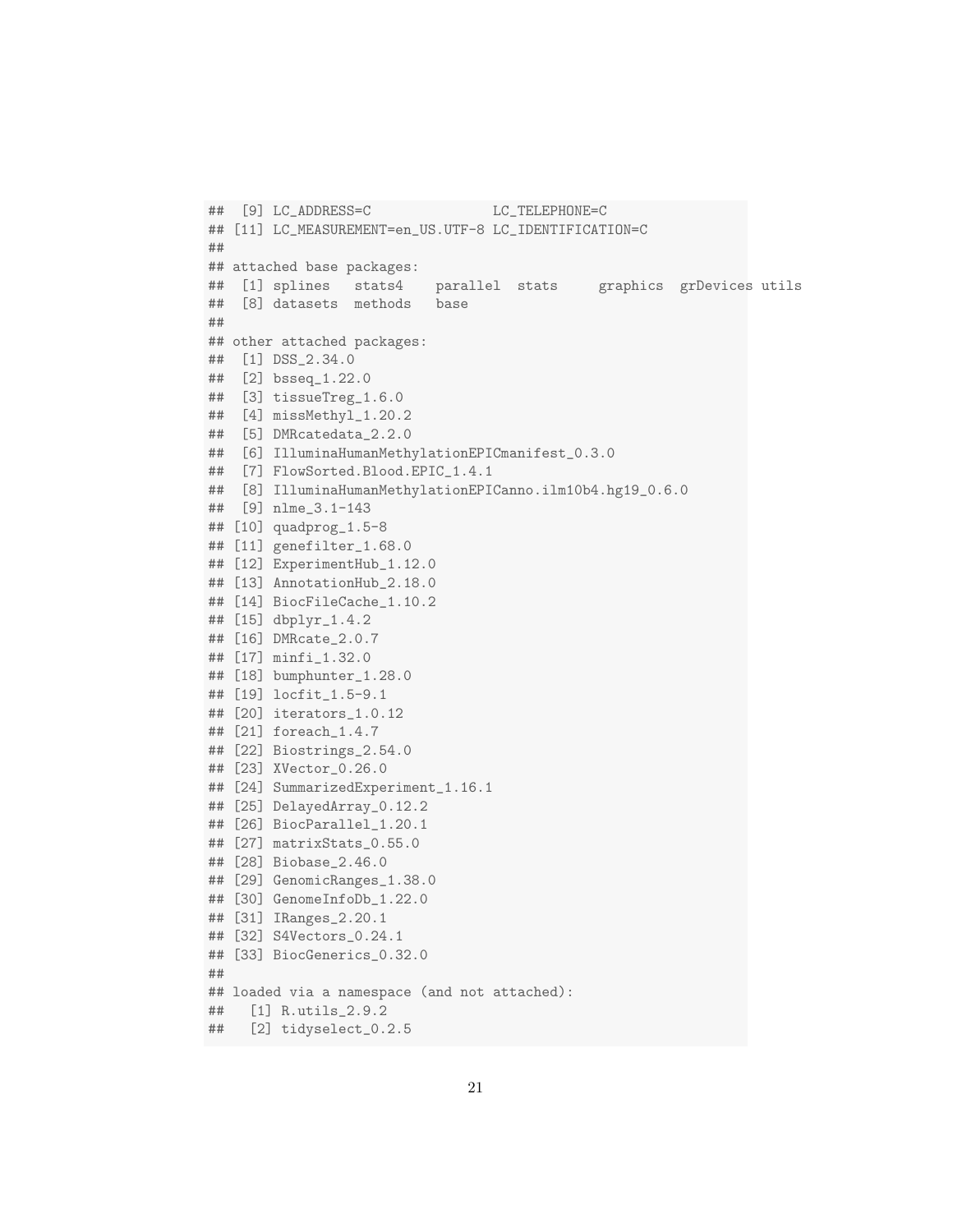```
## [9] LC_ADDRESS=C               LC_TELEPHONE=C
## [11] LC_MEASUREMENT=en_US.UTF-8 LC_IDENTIFICATION=C
##
## attached base packages:
## [1] splines   stats4    parallel  stats     graphics  grDevices utils
## [8] datasets  methods   base
##
## other attached packages:
## [1] DSS_2.34.0
## [2] bsseq_1.22.0
## [3] tissueTreg_1.6.0
## [4] missMethyl_1.20.2
## [5] DMRcatedata_2.2.0
## [6] IlluminaHumanMethylationEPICmanifest_0.3.0
## [7] FlowSorted.Blood.EPIC_1.4.1
## [8] IlluminaHumanMethylationEPICanno.ilm10b4.hg19_0.6.0
## [9] nlme_3.1-143
## [10] quadprog_1.5-8
## [11] genefilter_1.68.0
## [12] ExperimentHub_1.12.0
## [13] AnnotationHub_2.18.0
## [14] BiocFileCache_1.10.2
## [15] dbplyr_1.4.2
## [16] DMRcate_2.0.7
## [17] minfi_1.32.0
## [18] bumphunter_1.28.0
## [19] locfit_1.5-9.1
## [20] iterators_1.0.12
## [21] foreach_1.4.7
## [22] Biostrings_2.54.0
## [23] XVector_0.26.0
## [24] SummarizedExperiment_1.16.1
## [25] DelayedArray_0.12.2
## [26] BiocParallel_1.20.1
## [27] matrixStats_0.55.0
## [28] Biobase_2.46.0
## [29] GenomicRanges_1.38.0
## [30] GenomeInfoDb_1.22.0
## [31] IRanges_2.20.1
## [32] S4Vectors_0.24.1
## [33] BiocGenerics_0.32.0
##
## loaded via a namespace (and not attached):
##   [1] R.utils_2.9.2
##   [2] tidyselect_0.2.5
```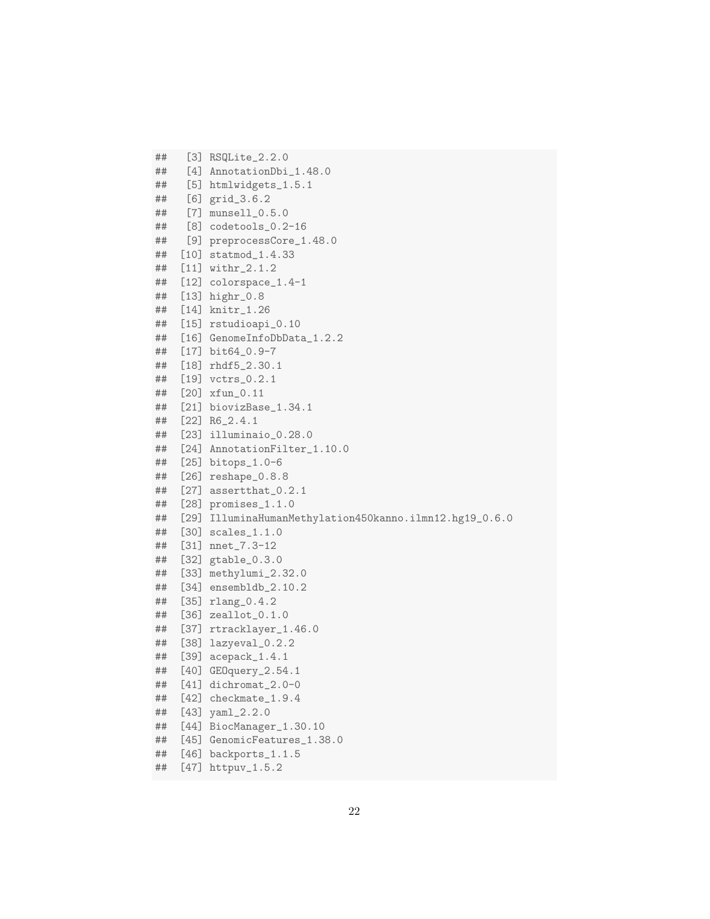```
##   [3] RSQLite_2.2.0
##   [4] AnnotationDbi_1.48.0
##   [5] htmlwidgets_1.5.1
##   [6] grid_3.6.2
##   [7] munsell_0.5.0
##   [8] codetools_0.2-16
##   [9] preprocessCore_1.48.0
##  [10] statmod_1.4.33
##  [11] withr_2.1.2
##  [12] colorspace_1.4-1
##  [13] highr_0.8
##  [14] knitr_1.26
##  [15] rstudioapi_0.10
##  [16] GenomeInfoDbData_1.2.2
##  [17] bit64_0.9-7
##  [18] rhdf5_2.30.1
##  [19] vctrs_0.2.1
##  [20] xfun_0.11
##  [21] biovizBase_1.34.1
##  [22] R6_2.4.1
##  [23] illuminaio_0.28.0
##  [24] AnnotationFilter_1.10.0
##  [25] bitops_1.0-6
##  [26] reshape_0.8.8
##  [27] assertthat_0.2.1
##  [28] promises_1.1.0
##  [29] IlluminaHumanMethylation450kanno.ilmn12.hg19_0.6.0
##  [30] scales_1.1.0
##  [31] nnet_7.3-12
##  [32] gtable_0.3.0
##  [33] methylumi_2.32.0
##  [34] ensembldb_2.10.2
##  [35] rlang_0.4.2
##  [36] zeallot_0.1.0
##  [37] rtracklayer_1.46.0
##  [38] lazyeval_0.2.2
##  [39] acepack_1.4.1
##  [40] GEOquery_2.54.1
##  [41] dichromat_2.0-0
##  [42] checkmate_1.9.4
##  [43] yaml_2.2.0
##  [44] BiocManager_1.30.10
##  [45] GenomicFeatures_1.38.0
##  [46] backports_1.1.5
##  [47] httpuv_1.5.2
```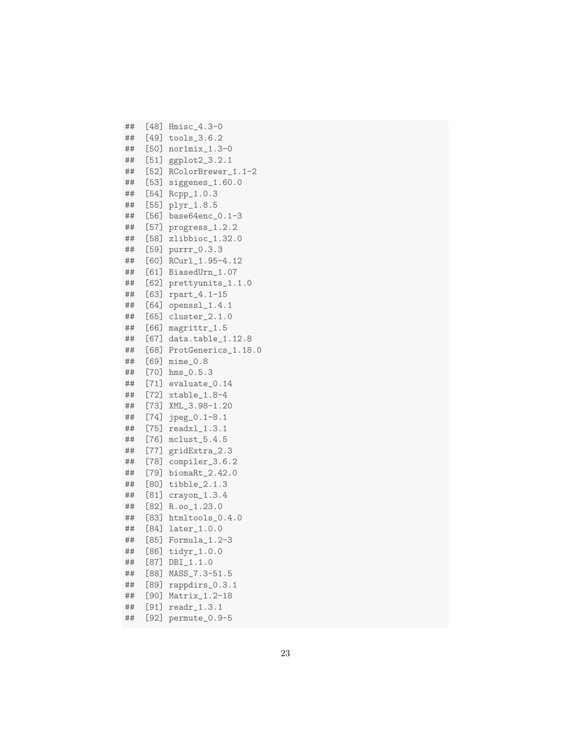```
##  [48] Hmisc_4.3-0
##  [49] tools_3.6.2
##  [50] nor1mix_1.3-0
##  [51] ggplot2_3.2.1
##  [52] RColorBrewer_1.1-2
##  [53] siggenes_1.60.0
##  [54] Rcpp_1.0.3
##  [55] plyr_1.8.5
##  [56] base64enc_0.1-3
##  [57] progress_1.2.2
##  [58] zlibbioc_1.32.0
##  [59] purrr_0.3.3
##  [60] RCurl_1.95-4.12
##  [61] BiasedUrn_1.07
##  [62] prettyunits_1.1.0
##  [63] rpart_4.1-15
##  [64] openssl_1.4.1
##  [65] cluster_2.1.0
##  [66] magrittr_1.5
##  [67] data.table_1.12.8
##  [68] ProtGenerics_1.18.0
##  [69] mime_0.8
##  [70] hms_0.5.3
##  [71] evaluate_0.14
##  [72] xtable_1.8-4
##  [73] XML_3.98-1.20
##  [74] jpeg_0.1-8.1
##  [75] readxl_1.3.1
##  [76] mclust_5.4.5
##  [77] gridExtra_2.3
##  [78] compiler_3.6.2
##  [79] biomaRt_2.42.0
##  [80] tibble_2.1.3
##  [81] crayon_1.3.4
##  [82] R.oo_1.23.0
##  [83] htmltools_0.4.0
##  [84] later_1.0.0
##  [85] Formula_1.2-3
##  [86] tidyr_1.0.0
##  [87] DBI_1.1.0
##  [88] MASS_7.3-51.5
##  [89] rappdirs_0.3.1
##  [90] Matrix_1.2-18
##  [91] readr_1.3.1
##  [92] permute_0.9-5
```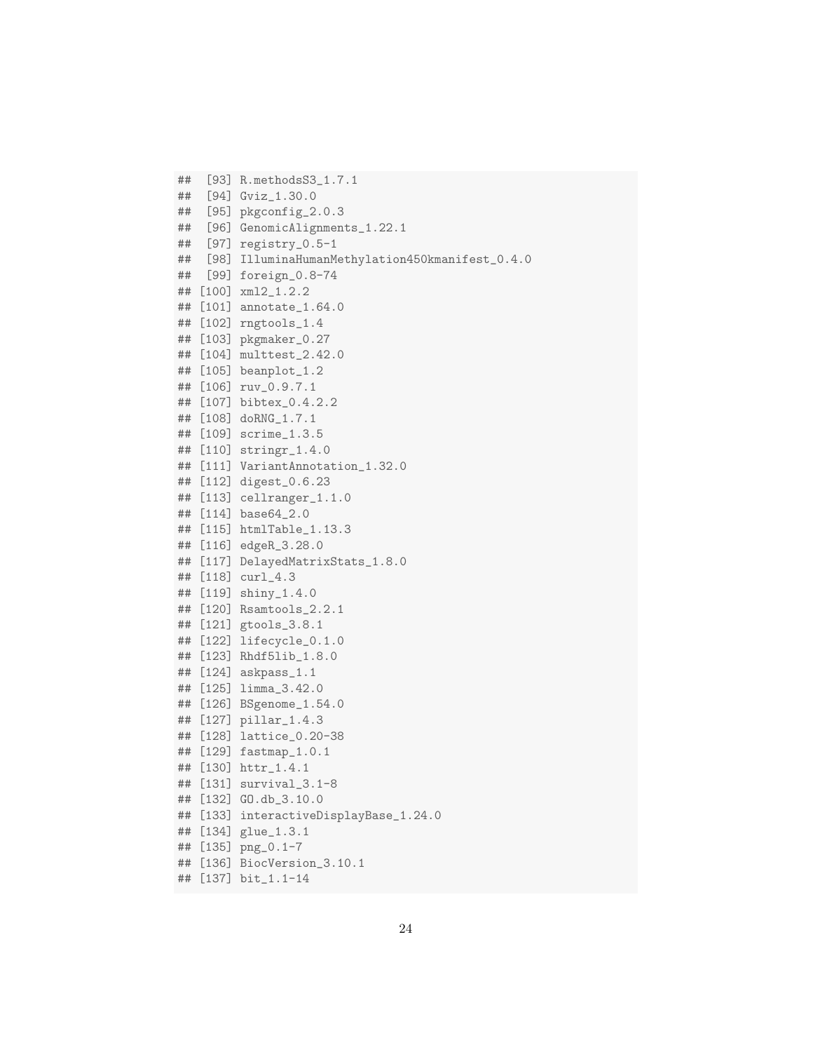```
##  [93] R.methodsS3_1.7.1
##  [94] Gviz_1.30.0
##  [95] pkgconfig_2.0.3
##  [96] GenomicAlignments_1.22.1
##  [97] registry_0.5-1
##  [98] IlluminaHumanMethylation450kmanifest_0.4.0
##  [99] foreign_0.8-74
## [100] xml2_1.2.2
## [101] annotate_1.64.0
## [102] rngtools_1.4
## [103] pkgmaker_0.27
## [104] multtest_2.42.0
## [105] beanplot_1.2
## [106] ruv_0.9.7.1
## [107] bibtex_0.4.2.2
## [108] doRNG_1.7.1
## [109] scrime_1.3.5
## [110] stringr_1.4.0
## [111] VariantAnnotation_1.32.0
## [112] digest_0.6.23
## [113] cellranger_1.1.0
## [114] base64_2.0
## [115] htmlTable_1.13.3
## [116] edgeR_3.28.0
## [117] DelayedMatrixStats_1.8.0
## [118] curl_4.3
## [119] shiny_1.4.0
## [120] Rsamtools_2.2.1
## [121] gtools_3.8.1
## [122] lifecycle_0.1.0
## [123] Rhdf5lib_1.8.0
## [124] askpass_1.1
## [125] limma_3.42.0
## [126] BSgenome_1.54.0
## [127] pillar_1.4.3
## [128] lattice_0.20-38
## [129] fastmap_1.0.1
## [130] httr_1.4.1
## [131] survival_3.1-8
## [132] GO.db_3.10.0
## [133] interactiveDisplayBase_1.24.0
## [134] glue_1.3.1
## [135] png_0.1-7
## [136] BiocVersion_3.10.1
## [137] bit_1.1-14
```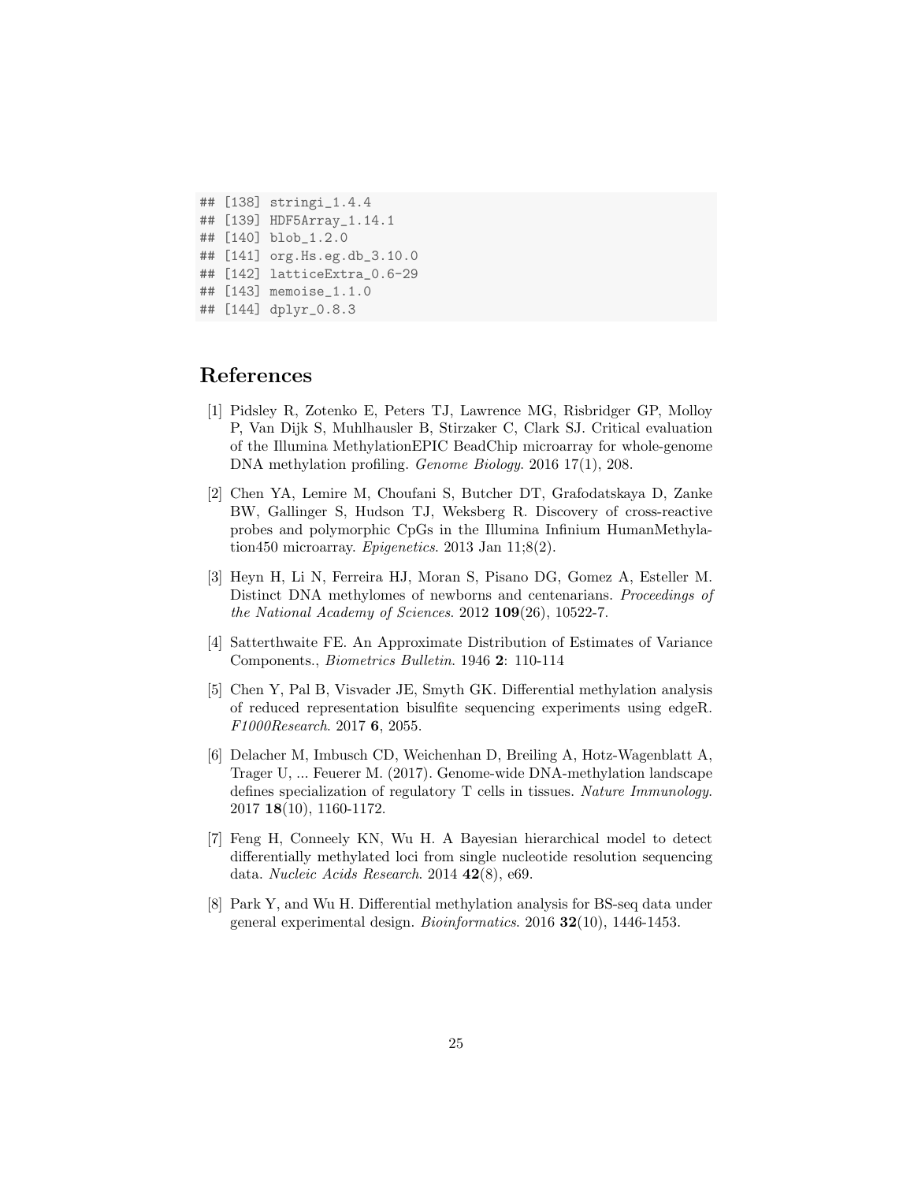```
## [138] stringi_1.4.4
## [139] HDF5Array_1.14.1
## [140] blob_1.2.0
## [141] org.Hs.eg.db_3.10.0
## [142] latticeExtra_0.6-29
## [143] memoise_1.1.0
## [144] dplyr_0.8.3
```

## References

[1] Pidsley R, Zotenko E, Peters TJ, Lawrence MG, Risbridger GP, Molloy P, Van Dijk S, Muhlhausler B, Stirzaker C, Clark SJ. Critical evaluation of the Illumina MethylationEPIC BeadChip microarray for whole-genome DNA methylation profiling. *Genome Biology*. 2016 17(1), 208.

[2] Chen YA, Lemire M, Choufani S, Butcher DT, Grafodatskaya D, Zanke BW, Gallinger S, Hudson TJ, Weksberg R. Discovery of cross-reactive probes and polymorphic CpGs in the Illumina Infinium HumanMethylation450 microarray. *Epigenetics*. 2013 Jan 11;8(2).

[3] Heyn H, Li N, Ferreira HJ, Moran S, Pisano DG, Gomez A, Esteller M. Distinct DNA methylomes of newborns and centenarians. *Proceedings of the National Academy of Sciences*. 2012 **109**(26), 10522-7.

[4] Satterthwaite FE. An Approximate Distribution of Estimates of Variance Components., *Biometrics Bulletin*. 1946 **2**: 110-114

[5] Chen Y, Pal B, Visvader JE, Smyth GK. Differential methylation analysis of reduced representation bisulfite sequencing experiments using edgeR. *F1000Research*. 2017 **6**, 2055.

[6] Delacher M, Imbusch CD, Weichenhan D, Breiling A, Hotz-Wagenblatt A, Trager U, ... Feuerer M. (2017). Genome-wide DNA-methylation landscape defines specialization of regulatory T cells in tissues. *Nature Immunology*. 2017 **18**(10), 1160-1172.

[7] Feng H, Conneely KN, Wu H. A Bayesian hierarchical model to detect differentially methylated loci from single nucleotide resolution sequencing data. *Nucleic Acids Research*. 2014 **42**(8), e69.

[8] Park Y, and Wu H. Differential methylation analysis for BS-seq data under general experimental design. *Bioinformatics*. 2016 **32**(10), 1446-1453.